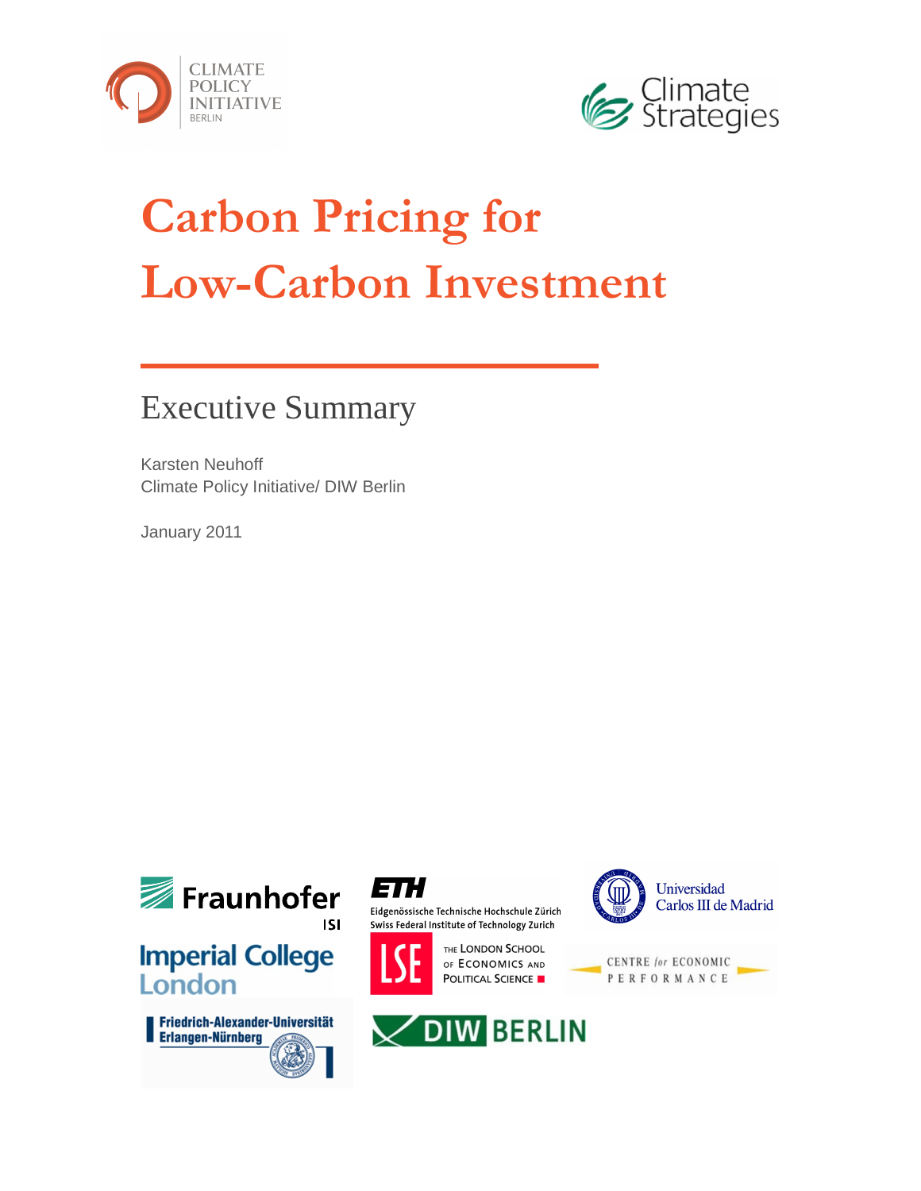CLIMATE POLICY INITIATIVE BERLIN

Climate Strategies

# Carbon Pricing for Low-Carbon Investment

## Executive Summary

Karsten Neuhoff
Climate Policy Initiative/ DIW Berlin

January 2011

Fraunhofer ISI

ETH Eidgenössische Technische Hochschule Zürich
Swiss Federal Institute of Technology Zurich

Universidad Carlos III de Madrid

Imperial College London

LSE The London School of Economics and Political Science

Centre for Economic Performance

Friedrich-Alexander-Universität Erlangen-Nürnberg

DIW BERLIN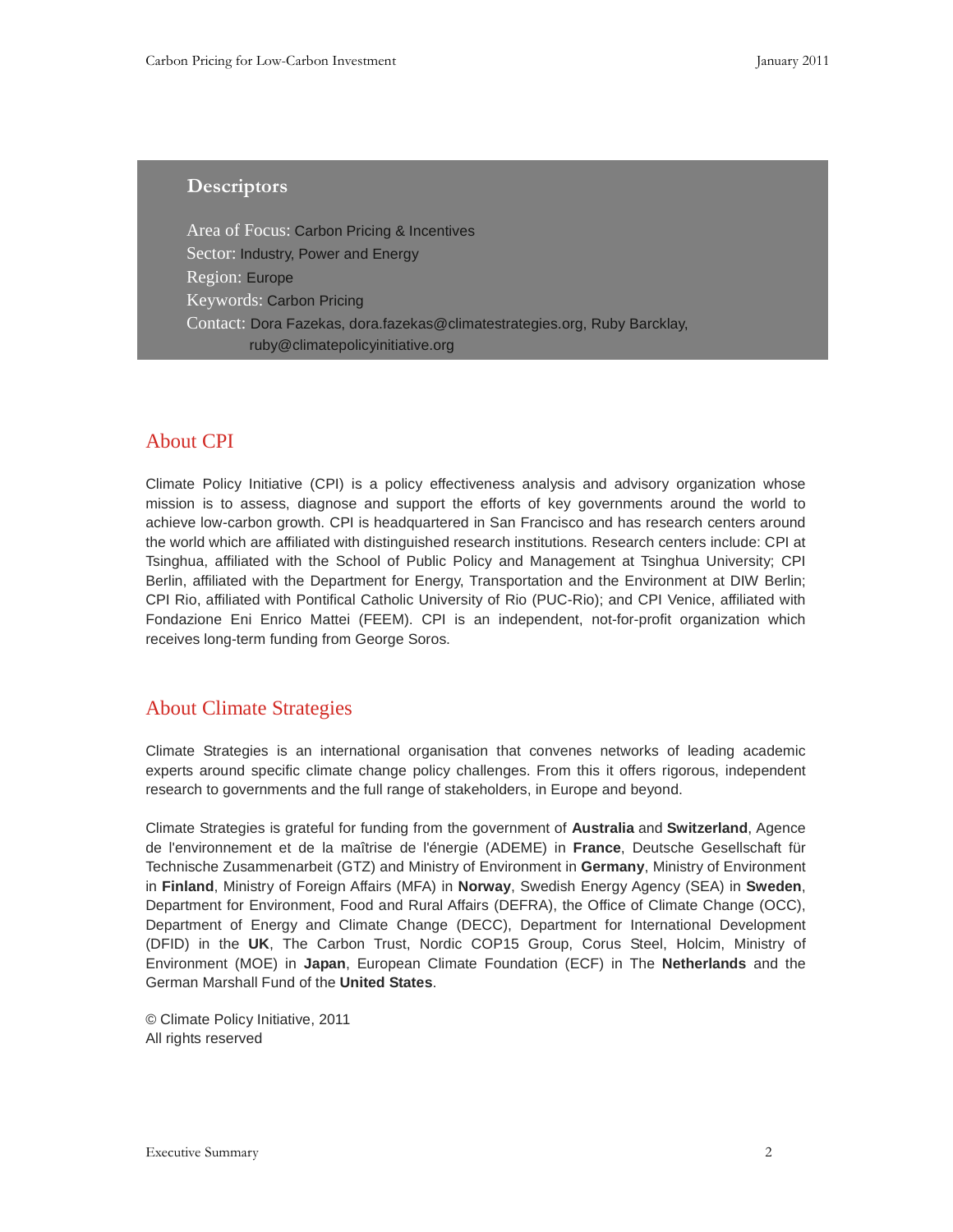## Descriptors

Area of Focus: Carbon Pricing & Incentives
Sector: Industry, Power and Energy
Region: Europe
Keywords: Carbon Pricing
Contact: Dora Fazekas, dora.fazekas@climatestrategies.org, Ruby Barcklay, ruby@climatepolicyinitiative.org

## About CPI

Climate Policy Initiative (CPI) is a policy effectiveness analysis and advisory organization whose mission is to assess, diagnose and support the efforts of key governments around the world to achieve low-carbon growth. CPI is headquartered in San Francisco and has research centers around the world which are affiliated with distinguished research institutions. Research centers include: CPI at Tsinghua, affiliated with the School of Public Policy and Management at Tsinghua University; CPI Berlin, affiliated with the Department for Energy, Transportation and the Environment at DIW Berlin; CPI Rio, affiliated with Pontifical Catholic University of Rio (PUC-Rio); and CPI Venice, affiliated with Fondazione Eni Enrico Mattei (FEEM). CPI is an independent, not-for-profit organization which receives long-term funding from George Soros.

## About Climate Strategies

Climate Strategies is an international organisation that convenes networks of leading academic experts around specific climate change policy challenges. From this it offers rigorous, independent research to governments and the full range of stakeholders, in Europe and beyond.

Climate Strategies is grateful for funding from the government of **Australia** and **Switzerland**, Agence de l'environnement et de la maîtrise de l'énergie (ADEME) in **France**, Deutsche Gesellschaft für Technische Zusammenarbeit (GTZ) and Ministry of Environment in **Germany**, Ministry of Environment in **Finland**, Ministry of Foreign Affairs (MFA) in **Norway**, Swedish Energy Agency (SEA) in **Sweden**, Department for Environment, Food and Rural Affairs (DEFRA), the Office of Climate Change (OCC), Department of Energy and Climate Change (DECC), Department for International Development (DFID) in the **UK**, The Carbon Trust, Nordic COP15 Group, Corus Steel, Holcim, Ministry of Environment (MOE) in **Japan**, European Climate Foundation (ECF) in The **Netherlands** and the German Marshall Fund of the **United States**.

© Climate Policy Initiative, 2011
All rights reserved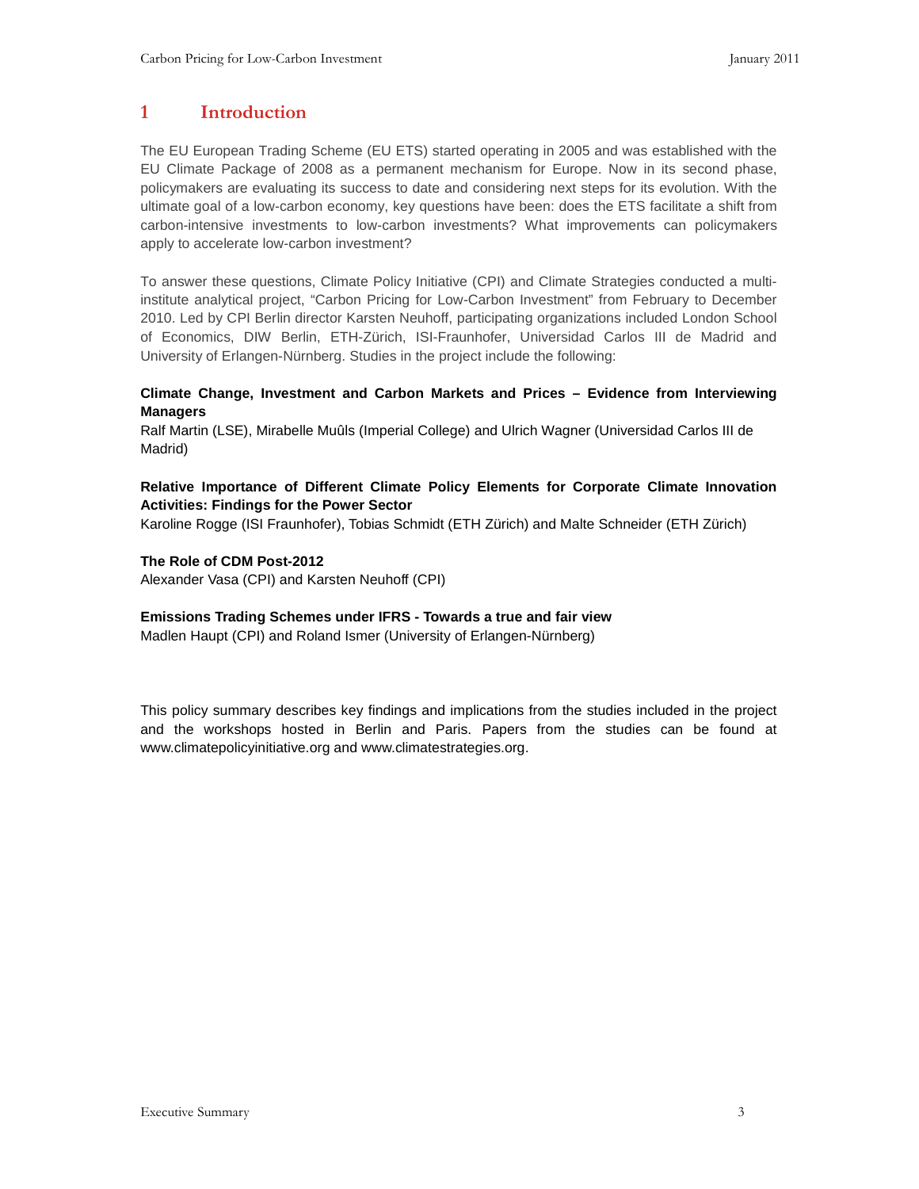# 1 Introduction

The EU European Trading Scheme (EU ETS) started operating in 2005 and was established with the EU Climate Package of 2008 as a permanent mechanism for Europe. Now in its second phase, policymakers are evaluating its success to date and considering next steps for its evolution. With the ultimate goal of a low-carbon economy, key questions have been: does the ETS facilitate a shift from carbon-intensive investments to low-carbon investments? What improvements can policymakers apply to accelerate low-carbon investment?

To answer these questions, Climate Policy Initiative (CPI) and Climate Strategies conducted a multi-institute analytical project, "Carbon Pricing for Low-Carbon Investment" from February to December 2010. Led by CPI Berlin director Karsten Neuhoff, participating organizations included London School of Economics, DIW Berlin, ETH-Zürich, ISI-Fraunhofer, Universidad Carlos III de Madrid and University of Erlangen-Nürnberg. Studies in the project include the following:

**Climate Change, Investment and Carbon Markets and Prices – Evidence from Interviewing Managers**
Ralf Martin (LSE), Mirabelle Muûls (Imperial College) and Ulrich Wagner (Universidad Carlos III de Madrid)

**Relative Importance of Different Climate Policy Elements for Corporate Climate Innovation Activities: Findings for the Power Sector**
Karoline Rogge (ISI Fraunhofer), Tobias Schmidt (ETH Zürich) and Malte Schneider (ETH Zürich)

**The Role of CDM Post-2012**
Alexander Vasa (CPI) and Karsten Neuhoff (CPI)

**Emissions Trading Schemes under IFRS - Towards a true and fair view**
Madlen Haupt (CPI) and Roland Ismer (University of Erlangen-Nürnberg)

This policy summary describes key findings and implications from the studies included in the project and the workshops hosted in Berlin and Paris. Papers from the studies can be found at www.climatepolicyinitiative.org and www.climatestrategies.org.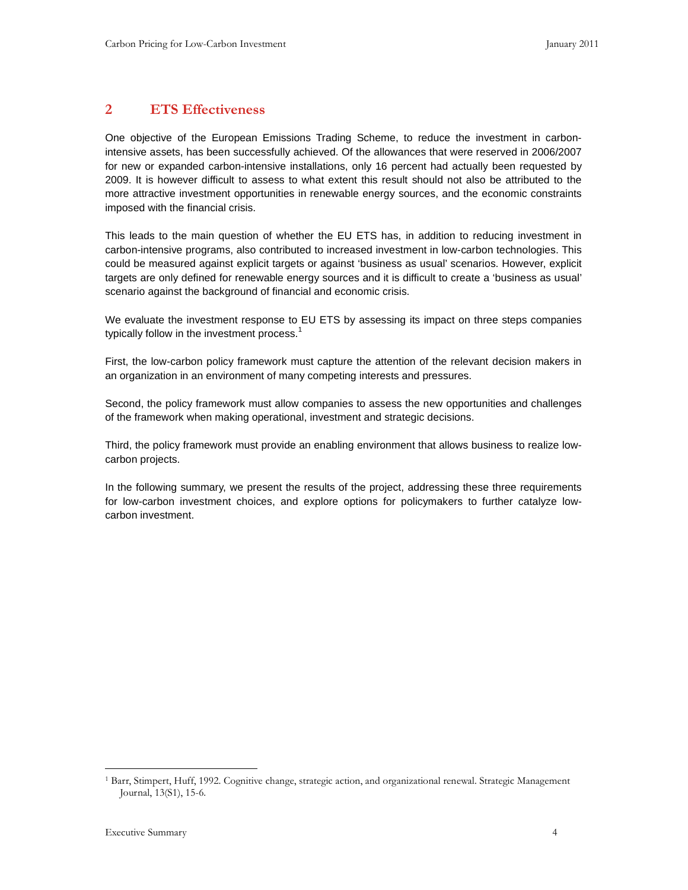## 2 ETS Effectiveness

One objective of the European Emissions Trading Scheme, to reduce the investment in carbon-intensive assets, has been successfully achieved. Of the allowances that were reserved in 2006/2007 for new or expanded carbon-intensive installations, only 16 percent had actually been requested by 2009. It is however difficult to assess to what extent this result should not also be attributed to the more attractive investment opportunities in renewable energy sources, and the economic constraints imposed with the financial crisis.

This leads to the main question of whether the EU ETS has, in addition to reducing investment in carbon-intensive programs, also contributed to increased investment in low-carbon technologies. This could be measured against explicit targets or against 'business as usual' scenarios. However, explicit targets are only defined for renewable energy sources and it is difficult to create a 'business as usual' scenario against the background of financial and economic crisis.

We evaluate the investment response to EU ETS by assessing its impact on three steps companies typically follow in the investment process.[1]

First, the low-carbon policy framework must capture the attention of the relevant decision makers in an organization in an environment of many competing interests and pressures.

Second, the policy framework must allow companies to assess the new opportunities and challenges of the framework when making operational, investment and strategic decisions.

Third, the policy framework must provide an enabling environment that allows business to realize low-carbon projects.

In the following summary, we present the results of the project, addressing these three requirements for low-carbon investment choices, and explore options for policymakers to further catalyze low-carbon investment.

---

[1] Barr, Stimpert, Huff, 1992. Cognitive change, strategic action, and organizational renewal. Strategic Management Journal, 13(S1), 15-6.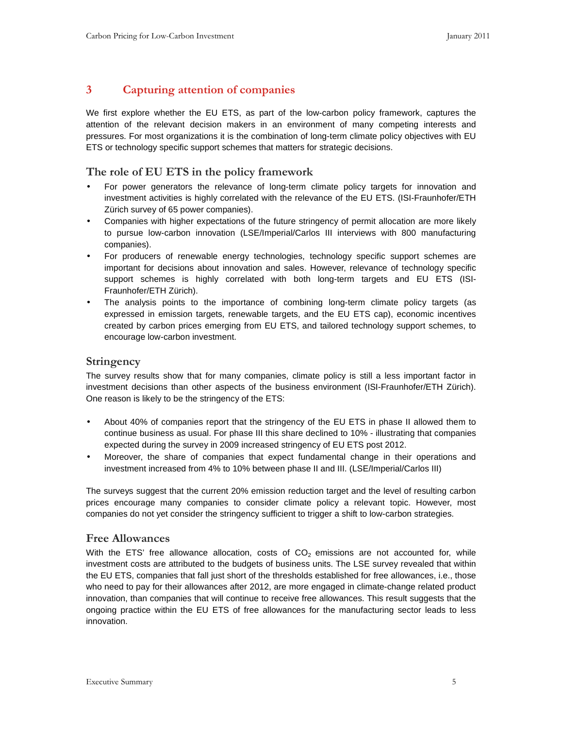## 3 Capturing attention of companies

We first explore whether the EU ETS, as part of the low-carbon policy framework, captures the attention of the relevant decision makers in an environment of many competing interests and pressures. For most organizations it is the combination of long-term climate policy objectives with EU ETS or technology specific support schemes that matters for strategic decisions.

### The role of EU ETS in the policy framework

- For power generators the relevance of long-term climate policy targets for innovation and investment activities is highly correlated with the relevance of the EU ETS. (ISI-Fraunhofer/ETH Zürich survey of 65 power companies).
- Companies with higher expectations of the future stringency of permit allocation are more likely to pursue low-carbon innovation (LSE/Imperial/Carlos III interviews with 800 manufacturing companies).
- For producers of renewable energy technologies, technology specific support schemes are important for decisions about innovation and sales. However, relevance of technology specific support schemes is highly correlated with both long-term targets and EU ETS (ISI-Fraunhofer/ETH Zürich).
- The analysis points to the importance of combining long-term climate policy targets (as expressed in emission targets, renewable targets, and the EU ETS cap), economic incentives created by carbon prices emerging from EU ETS, and tailored technology support schemes, to encourage low-carbon investment.

### Stringency

The survey results show that for many companies, climate policy is still a less important factor in investment decisions than other aspects of the business environment (ISI-Fraunhofer/ETH Zürich). One reason is likely to be the stringency of the ETS:

- About 40% of companies report that the stringency of the EU ETS in phase II allowed them to continue business as usual. For phase III this share declined to 10% - illustrating that companies expected during the survey in 2009 increased stringency of EU ETS post 2012.
- Moreover, the share of companies that expect fundamental change in their operations and investment increased from 4% to 10% between phase II and III. (LSE/Imperial/Carlos III)

The surveys suggest that the current 20% emission reduction target and the level of resulting carbon prices encourage many companies to consider climate policy a relevant topic. However, most companies do not yet consider the stringency sufficient to trigger a shift to low-carbon strategies.

### Free Allowances

With the ETS' free allowance allocation, costs of $CO_2$ emissions are not accounted for, while investment costs are attributed to the budgets of business units. The LSE survey revealed that within the EU ETS, companies that fall just short of the thresholds established for free allowances, i.e., those who need to pay for their allowances after 2012, are more engaged in climate-change related product innovation, than companies that will continue to receive free allowances. This result suggests that the ongoing practice within the EU ETS of free allowances for the manufacturing sector leads to less innovation.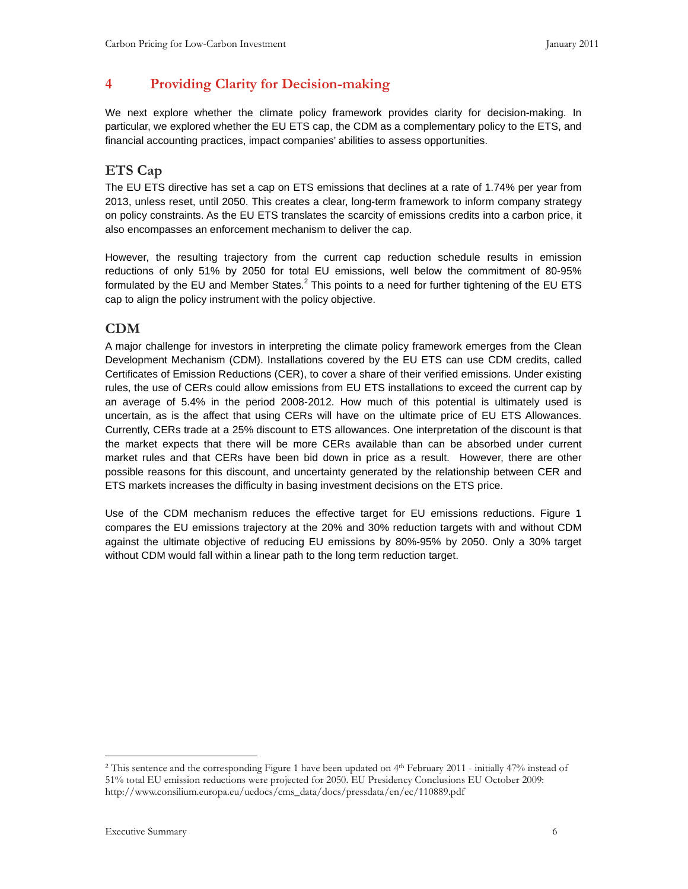# 4 Providing Clarity for Decision-making

We next explore whether the climate policy framework provides clarity for decision-making. In particular, we explored whether the EU ETS cap, the CDM as a complementary policy to the ETS, and financial accounting practices, impact companies' abilities to assess opportunities.

## ETS Cap

The EU ETS directive has set a cap on ETS emissions that declines at a rate of 1.74% per year from 2013, unless reset, until 2050. This creates a clear, long-term framework to inform company strategy on policy constraints. As the EU ETS translates the scarcity of emissions credits into a carbon price, it also encompasses an enforcement mechanism to deliver the cap.

However, the resulting trajectory from the current cap reduction schedule results in emission reductions of only 51% by 2050 for total EU emissions, well below the commitment of 80-95% formulated by the EU and Member States.[2] This points to a need for further tightening of the EU ETS cap to align the policy instrument with the policy objective.

## CDM

A major challenge for investors in interpreting the climate policy framework emerges from the Clean Development Mechanism (CDM). Installations covered by the EU ETS can use CDM credits, called Certificates of Emission Reductions (CER), to cover a share of their verified emissions. Under existing rules, the use of CERs could allow emissions from EU ETS installations to exceed the current cap by an average of 5.4% in the period 2008-2012. How much of this potential is ultimately used is uncertain, as is the affect that using CERs will have on the ultimate price of EU ETS Allowances. Currently, CERs trade at a 25% discount to ETS allowances. One interpretation of the discount is that the market expects that there will be more CERs available than can be absorbed under current market rules and that CERs have been bid down in price as a result. However, there are other possible reasons for this discount, and uncertainty generated by the relationship between CER and ETS markets increases the difficulty in basing investment decisions on the ETS price.

Use of the CDM mechanism reduces the effective target for EU emissions reductions. Figure 1 compares the EU emissions trajectory at the 20% and 30% reduction targets with and without CDM against the ultimate objective of reducing EU emissions by 80%-95% by 2050. Only a 30% target without CDM would fall within a linear path to the long term reduction target.

---

[2] This sentence and the corresponding Figure 1 have been updated on 4th February 2011 - initially 47% instead of 51% total EU emission reductions were projected for 2050. EU Presidency Conclusions EU October 2009: http://www.consilium.europa.eu/uedocs/cms_data/docs/pressdata/en/ec/110889.pdf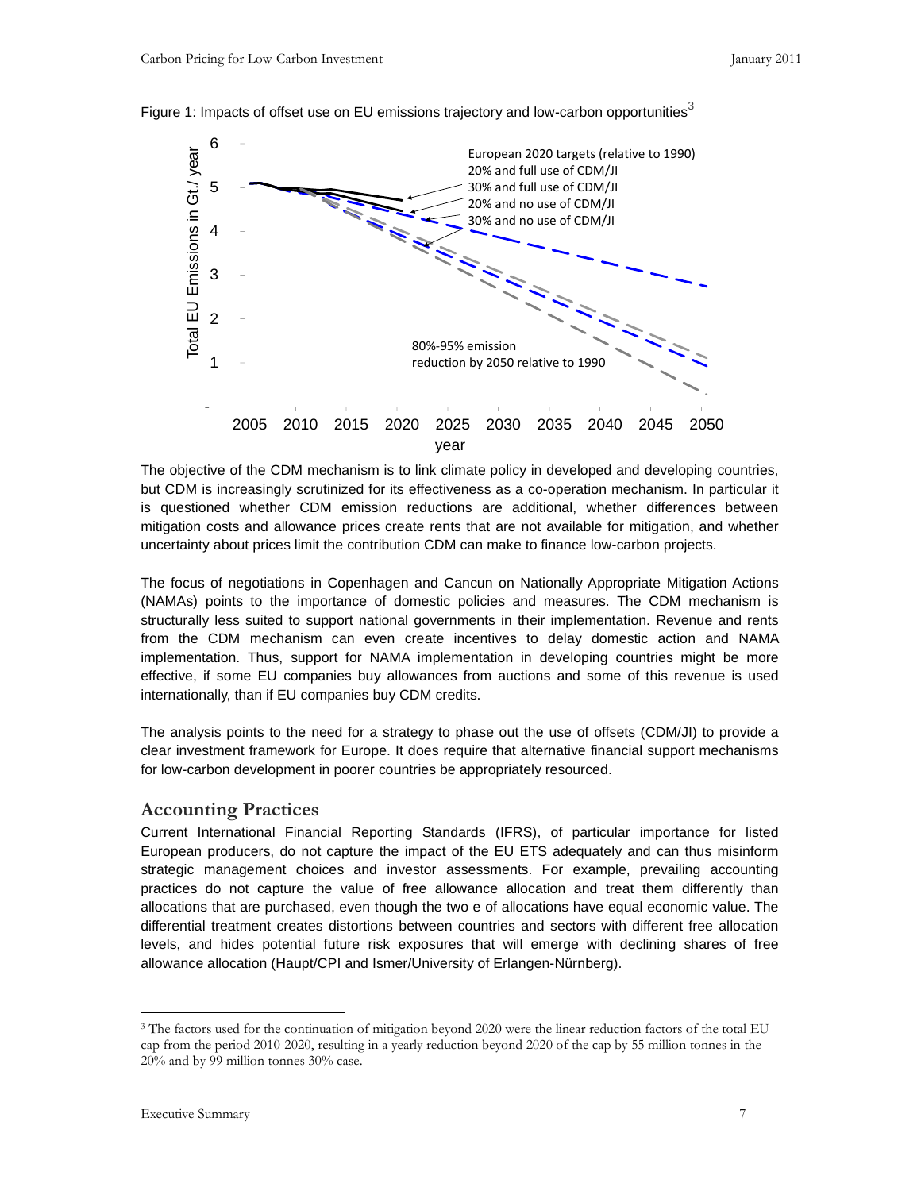Figure 1: Impacts of offset use on EU emissions trajectory and low-carbon opportunities[3]

The objective of the CDM mechanism is to link climate policy in developed and developing countries, but CDM is increasingly scrutinized for its effectiveness as a co-operation mechanism. In particular it is questioned whether CDM emission reductions are additional, whether differences between mitigation costs and allowance prices create rents that are not available for mitigation, and whether uncertainty about prices limit the contribution CDM can make to finance low-carbon projects.

The focus of negotiations in Copenhagen and Cancun on Nationally Appropriate Mitigation Actions (NAMAs) points to the importance of domestic policies and measures. The CDM mechanism is structurally less suited to support national governments in their implementation. Revenue and rents from the CDM mechanism can even create incentives to delay domestic action and NAMA implementation. Thus, support for NAMA implementation in developing countries might be more effective, if some EU companies buy allowances from auctions and some of this revenue is used internationally, than if EU companies buy CDM credits.

The analysis points to the need for a strategy to phase out the use of offsets (CDM/JI) to provide a clear investment framework for Europe. It does require that alternative financial support mechanisms for low-carbon development in poorer countries be appropriately resourced.

## Accounting Practices

Current International Financial Reporting Standards (IFRS), of particular importance for listed European producers, do not capture the impact of the EU ETS adequately and can thus misinform strategic management choices and investor assessments. For example, prevailing accounting practices do not capture the value of free allowance allocation and treat them differently than allocations that are purchased, even though the two e of allocations have equal economic value. The differential treatment creates distortions between countries and sectors with different free allocation levels, and hides potential future risk exposures that will emerge with declining shares of free allowance allocation (Haupt/CPI and Ismer/University of Erlangen-Nürnberg).

[3] The factors used for the continuation of mitigation beyond 2020 were the linear reduction factors of the total EU cap from the period 2010-2020, resulting in a yearly reduction beyond 2020 of the cap by 55 million tonnes in the 20% and by 99 million tonnes 30% case.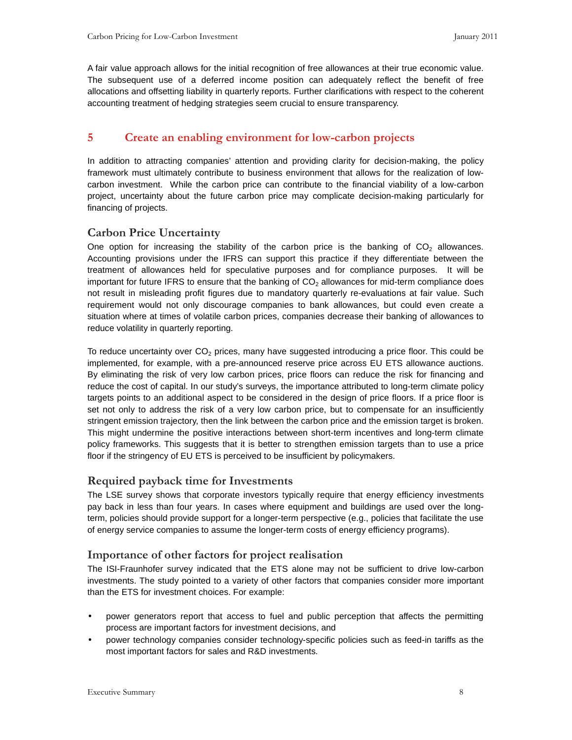A fair value approach allows for the initial recognition of free allowances at their true economic value. The subsequent use of a deferred income position can adequately reflect the benefit of free allocations and offsetting liability in quarterly reports. Further clarifications with respect to the coherent accounting treatment of hedging strategies seem crucial to ensure transparency.

## 5 Create an enabling environment for low-carbon projects

In addition to attracting companies' attention and providing clarity for decision-making, the policy framework must ultimately contribute to business environment that allows for the realization of low-carbon investment. While the carbon price can contribute to the financial viability of a low-carbon project, uncertainty about the future carbon price may complicate decision-making particularly for financing of projects.

### Carbon Price Uncertainty

One option for increasing the stability of the carbon price is the banking of $CO_2$ allowances. Accounting provisions under the IFRS can support this practice if they differentiate between the treatment of allowances held for speculative purposes and for compliance purposes. It will be important for future IFRS to ensure that the banking of $CO_2$ allowances for mid-term compliance does not result in misleading profit figures due to mandatory quarterly re-evaluations at fair value. Such requirement would not only discourage companies to bank allowances, but could even create a situation where at times of volatile carbon prices, companies decrease their banking of allowances to reduce volatility in quarterly reporting.

To reduce uncertainty over $CO_2$ prices, many have suggested introducing a price floor. This could be implemented, for example, with a pre-announced reserve price across EU ETS allowance auctions. By eliminating the risk of very low carbon prices, price floors can reduce the risk for financing and reduce the cost of capital. In our study's surveys, the importance attributed to long-term climate policy targets points to an additional aspect to be considered in the design of price floors. If a price floor is set not only to address the risk of a very low carbon price, but to compensate for an insufficiently stringent emission trajectory, then the link between the carbon price and the emission target is broken. This might undermine the positive interactions between short-term incentives and long-term climate policy frameworks. This suggests that it is better to strengthen emission targets than to use a price floor if the stringency of EU ETS is perceived to be insufficient by policymakers.

### Required payback time for Investments

The LSE survey shows that corporate investors typically require that energy efficiency investments pay back in less than four years. In cases where equipment and buildings are used over the long-term, policies should provide support for a longer-term perspective (e.g., policies that facilitate the use of energy service companies to assume the longer-term costs of energy efficiency programs).

### Importance of other factors for project realisation

The ISI-Fraunhofer survey indicated that the ETS alone may not be sufficient to drive low-carbon investments. The study pointed to a variety of other factors that companies consider more important than the ETS for investment choices. For example:

- power generators report that access to fuel and public perception that affects the permitting process are important factors for investment decisions, and
- power technology companies consider technology-specific policies such as feed-in tariffs as the most important factors for sales and R&D investments.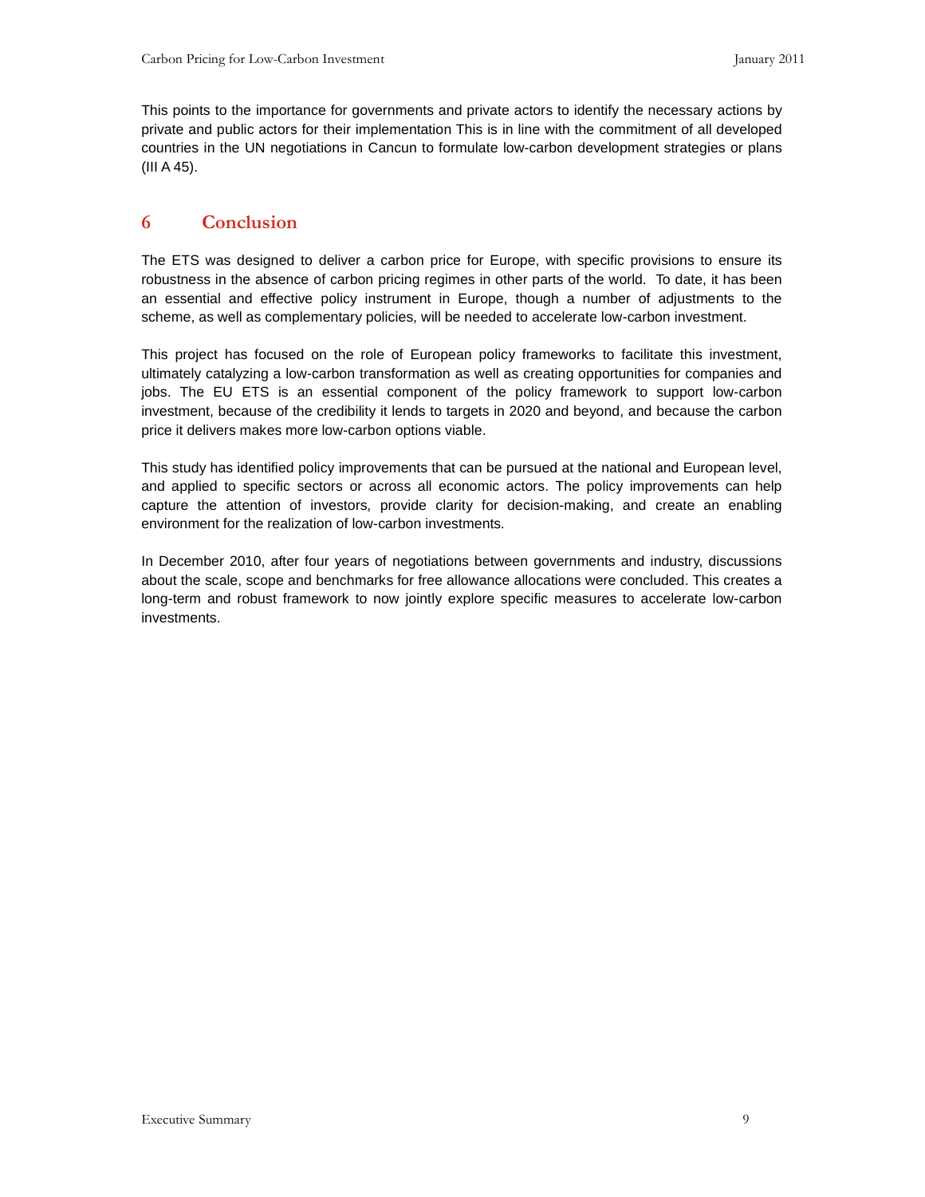This points to the importance for governments and private actors to identify the necessary actions by private and public actors for their implementation This is in line with the commitment of all developed countries in the UN negotiations in Cancun to formulate low-carbon development strategies or plans (III A 45).

## 6 Conclusion

The ETS was designed to deliver a carbon price for Europe, with specific provisions to ensure its robustness in the absence of carbon pricing regimes in other parts of the world. To date, it has been an essential and effective policy instrument in Europe, though a number of adjustments to the scheme, as well as complementary policies, will be needed to accelerate low-carbon investment.

This project has focused on the role of European policy frameworks to facilitate this investment, ultimately catalyzing a low-carbon transformation as well as creating opportunities for companies and jobs. The EU ETS is an essential component of the policy framework to support low-carbon investment, because of the credibility it lends to targets in 2020 and beyond, and because the carbon price it delivers makes more low-carbon options viable.

This study has identified policy improvements that can be pursued at the national and European level, and applied to specific sectors or across all economic actors. The policy improvements can help capture the attention of investors, provide clarity for decision-making, and create an enabling environment for the realization of low-carbon investments.

In December 2010, after four years of negotiations between governments and industry, discussions about the scale, scope and benchmarks for free allowance allocations were concluded. This creates a long-term and robust framework to now jointly explore specific measures to accelerate low-carbon investments.